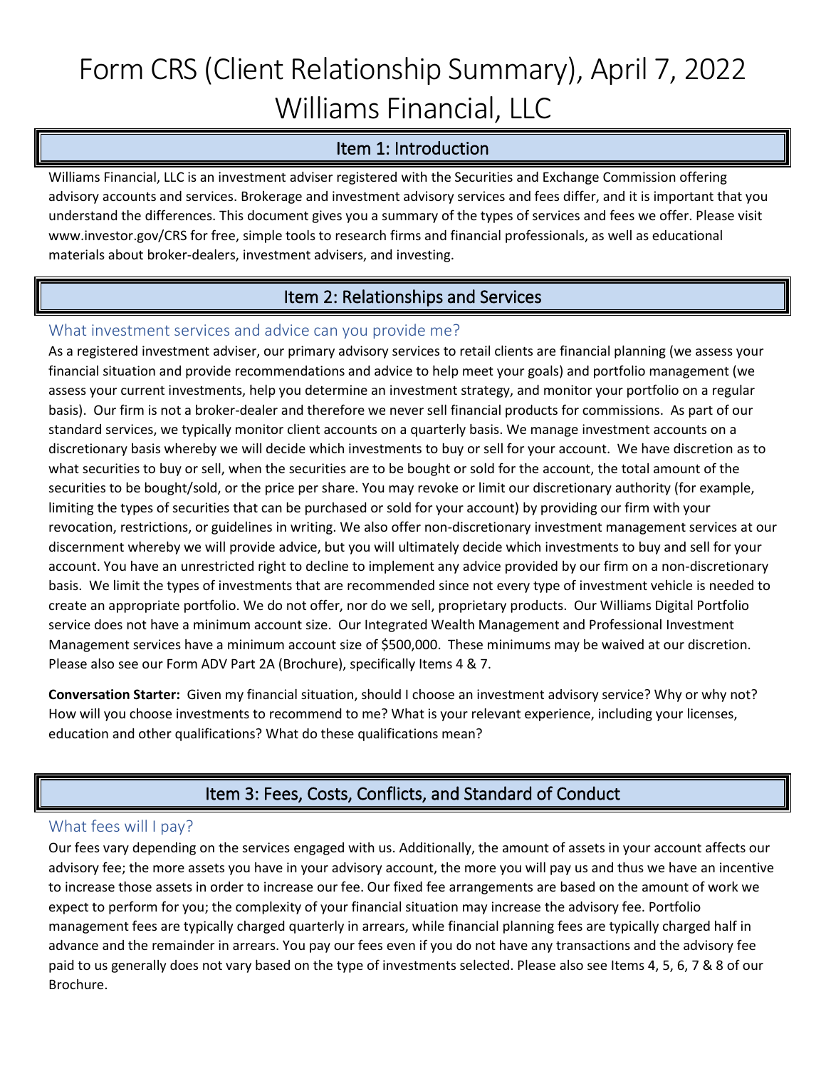# Form CRS (Client Relationship Summary), April 7, 2022
# Williams Financial, LLC

## Item 1: Introduction

Williams Financial, LLC is an investment adviser registered with the Securities and Exchange Commission offering advisory accounts and services. Brokerage and investment advisory services and fees differ, and it is important that you understand the differences. This document gives you a summary of the types of services and fees we offer. Please visit www.investor.gov/CRS for free, simple tools to research firms and financial professionals, as well as educational materials about broker-dealers, investment advisers, and investing.

## Item 2: Relationships and Services

### What investment services and advice can you provide me?

As a registered investment adviser, our primary advisory services to retail clients are financial planning (we assess your financial situation and provide recommendations and advice to help meet your goals) and portfolio management (we assess your current investments, help you determine an investment strategy, and monitor your portfolio on a regular basis). Our firm is not a broker-dealer and therefore we never sell financial products for commissions. As part of our standard services, we typically monitor client accounts on a quarterly basis. We manage investment accounts on a discretionary basis whereby we will decide which investments to buy or sell for your account. We have discretion as to what securities to buy or sell, when the securities are to be bought or sold for the account, the total amount of the securities to be bought/sold, or the price per share. You may revoke or limit our discretionary authority (for example, limiting the types of securities that can be purchased or sold for your account) by providing our firm with your revocation, restrictions, or guidelines in writing. We also offer non-discretionary investment management services at our discernment whereby we will provide advice, but you will ultimately decide which investments to buy and sell for your account. You have an unrestricted right to decline to implement any advice provided by our firm on a non-discretionary basis. We limit the types of investments that are recommended since not every type of investment vehicle is needed to create an appropriate portfolio. We do not offer, nor do we sell, proprietary products. Our Williams Digital Portfolio service does not have a minimum account size. Our Integrated Wealth Management and Professional Investment Management services have a minimum account size of $500,000. These minimums may be waived at our discretion. Please also see our Form ADV Part 2A (Brochure), specifically Items 4 & 7.

**Conversation Starter:** Given my financial situation, should I choose an investment advisory service? Why or why not? How will you choose investments to recommend to me? What is your relevant experience, including your licenses, education and other qualifications? What do these qualifications mean?

## Item 3: Fees, Costs, Conflicts, and Standard of Conduct

### What fees will I pay?

Our fees vary depending on the services engaged with us. Additionally, the amount of assets in your account affects our advisory fee; the more assets you have in your advisory account, the more you will pay us and thus we have an incentive to increase those assets in order to increase our fee. Our fixed fee arrangements are based on the amount of work we expect to perform for you; the complexity of your financial situation may increase the advisory fee. Portfolio management fees are typically charged quarterly in arrears, while financial planning fees are typically charged half in advance and the remainder in arrears. You pay our fees even if you do not have any transactions and the advisory fee paid to us generally does not vary based on the type of investments selected. Please also see Items 4, 5, 6, 7 & 8 of our Brochure.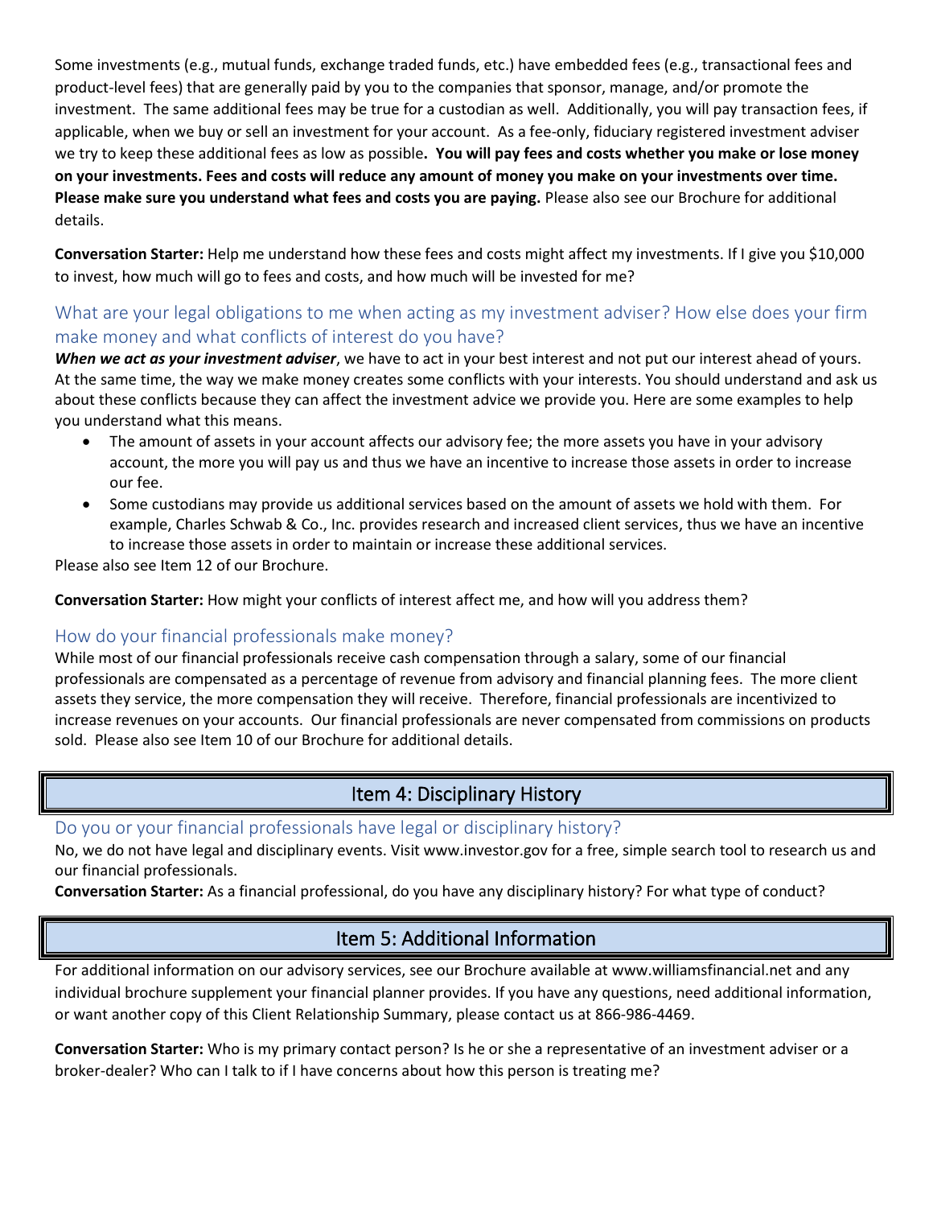Some investments (e.g., mutual funds, exchange traded funds, etc.) have embedded fees (e.g., transactional fees and product-level fees) that are generally paid by you to the companies that sponsor, manage, and/or promote the investment. The same additional fees may be true for a custodian as well. Additionally, you will pay transaction fees, if applicable, when we buy or sell an investment for your account. As a fee-only, fiduciary registered investment adviser we try to keep these additional fees as low as possible**. You will pay fees and costs whether you make or lose money on your investments. Fees and costs will reduce any amount of money you make on your investments over time. Please make sure you understand what fees and costs you are paying.** Please also see our Brochure for additional details.

**Conversation Starter:** Help me understand how these fees and costs might affect my investments. If I give you $10,000 to invest, how much will go to fees and costs, and how much will be invested for me?

### What are your legal obligations to me when acting as my investment adviser? How else does your firm make money and what conflicts of interest do you have?

***When we act as your investment adviser***, we have to act in your best interest and not put our interest ahead of yours. At the same time, the way we make money creates some conflicts with your interests. You should understand and ask us about these conflicts because they can affect the investment advice we provide you. Here are some examples to help you understand what this means.

- The amount of assets in your account affects our advisory fee; the more assets you have in your advisory account, the more you will pay us and thus we have an incentive to increase those assets in order to increase our fee.
- Some custodians may provide us additional services based on the amount of assets we hold with them. For example, Charles Schwab & Co., Inc. provides research and increased client services, thus we have an incentive to increase those assets in order to maintain or increase these additional services.

Please also see Item 12 of our Brochure.

**Conversation Starter:** How might your conflicts of interest affect me, and how will you address them?

### How do your financial professionals make money?

While most of our financial professionals receive cash compensation through a salary, some of our financial professionals are compensated as a percentage of revenue from advisory and financial planning fees. The more client assets they service, the more compensation they will receive. Therefore, financial professionals are incentivized to increase revenues on your accounts. Our financial professionals are never compensated from commissions on products sold. Please also see Item 10 of our Brochure for additional details.

## Item 4: Disciplinary History

### Do you or your financial professionals have legal or disciplinary history?

No, we do not have legal and disciplinary events. Visit www.investor.gov for a free, simple search tool to research us and our financial professionals.

**Conversation Starter:** As a financial professional, do you have any disciplinary history? For what type of conduct?

## Item 5: Additional Information

For additional information on our advisory services, see our Brochure available at www.williamsfinancial.net and any individual brochure supplement your financial planner provides. If you have any questions, need additional information, or want another copy of this Client Relationship Summary, please contact us at 866-986-4469.

**Conversation Starter:** Who is my primary contact person? Is he or she a representative of an investment adviser or a broker-dealer? Who can I talk to if I have concerns about how this person is treating me?